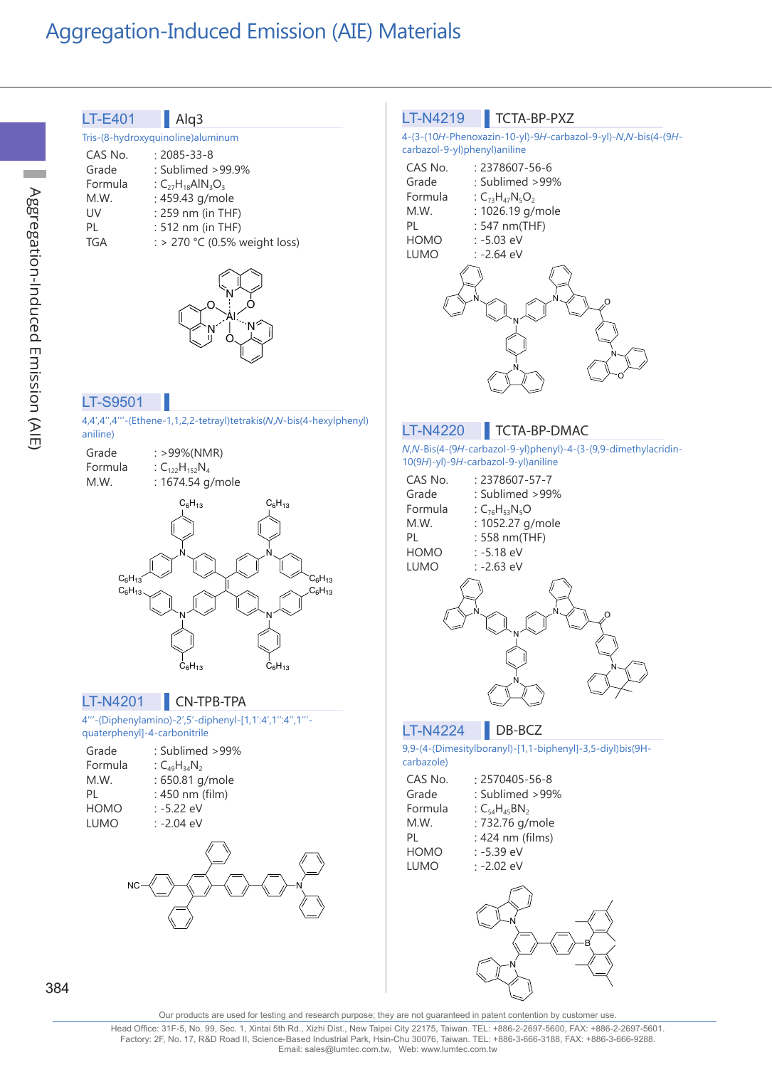# Aggregation-Induced Emission (AIE) Materials

## LT-E401 | Alq3

Tris-(8-hydroxyquinoline)aluminum

| | |
|---|---|
| CAS No. | : 2085-33-8 |
| Grade | : Sublimed >99.9% |
| Formula | : $C_{27}H_{18}AlN_3O_3$ |
| M.W. | : 459.43 g/mole |
| UV | : 259 nm (in THF) |
| PL | : 512 nm (in THF) |
| TGA | : > 270 °C (0.5% weight loss) |

## LT-S9501

4,4',4'',4'''-(Ethene-1,1,2,2-tetrayl)tetrakis(*N*,*N*-bis(4-hexylphenyl) aniline)

| | |
|---|---|
| Grade | : >99%(NMR) |
| Formula | : $C_{122}H_{152}N_4$ |
| M.W. | : 1674.54 g/mole |

$C_6H_{13}$ $C_6H_{13}$ $C_6H_{13}$ $C_6H_{13}$ $C_6H_{13}$ $C_6H_{13}$ $C_6H_{13}$ $C_6H_{13}$

## LT-N4201 | CN-TPB-TPA

4'''-(Diphenylamino)-2',5'-diphenyl-[1,1':4',1'':4'',1'''-quaterphenyl]-4-carbonitrile

| | |
|---|---|
| Grade | : Sublimed >99% |
| Formula | : $C_{49}H_{34}N_2$ |
| M.W. | : 650.81 g/mole |
| PL | : 450 nm (film) |
| HOMO | : -5.22 eV |
| LUMO | : -2.04 eV |

## LT-N4219 | TCTA-BP-PXZ

4-(3-(10*H*-Phenoxazin-10-yl)-9*H*-carbazol-9-yl)-*N*,*N*-bis(4-(9*H*-carbazol-9-yl)phenyl)aniline

| | |
|---|---|
| CAS No. | : 2378607-56-6 |
| Grade | : Sublimed >99% |
| Formula | : $C_{73}H_{47}N_5O_2$ |
| M.W. | : 1026.19 g/mole |
| PL | : 547 nm(THF) |
| HOMO | : -5.03 eV |
| LUMO | : -2.64 eV |

## LT-N4220 | TCTA-BP-DMAC

*N*,*N*-Bis(4-(9*H*-carbazol-9-yl)phenyl)-4-(3-(9,9-dimethylacridin-10(9*H*)-yl)-9*H*-carbazol-9-yl)aniline

| | |
|---|---|
| CAS No. | : 2378607-57-7 |
| Grade | : Sublimed >99% |
| Formula | : $C_{76}H_{53}N_5O$ |
| M.W. | : 1052.27 g/mole |
| PL | : 558 nm(THF) |
| HOMO | : -5.18 eV |
| LUMO | : -2.63 eV |

## LT-N4224 | DB-BCZ

9,9-(4-(Dimesitylboranyl)-[1,1-biphenyl]-3,5-diyl)bis(9H-carbazole)

| | |
|---|---|
| CAS No. | : 2570405-56-8 |
| Grade | : Sublimed >99% |
| Formula | : $C_{54}H_{45}BN_2$ |
| M.W. | : 732.76 g/mole |
| PL | : 424 nm (films) |
| HOMO | : -5.39 eV |
| LUMO | : -2.02 eV |

Our products are used for testing and research purpose; they are not guaranteed in patent contention by customer use.

Head Office: 31F-5, No. 99, Sec. 1, Xintai 5th Rd., Xizhi Dist., New Taipei City 22175, Taiwan. TEL: +886-2-2697-5600, FAX: +886-2-2697-5601.
Factory: 2F, No. 17, R&D Road II, Science-Based Industrial Park, Hsin-Chu 30076, Taiwan. TEL: +886-3-666-3188, FAX: +886-3-666-9288.
Email: sales@lumtec.com.tw, Web: www.lumtec.com.tw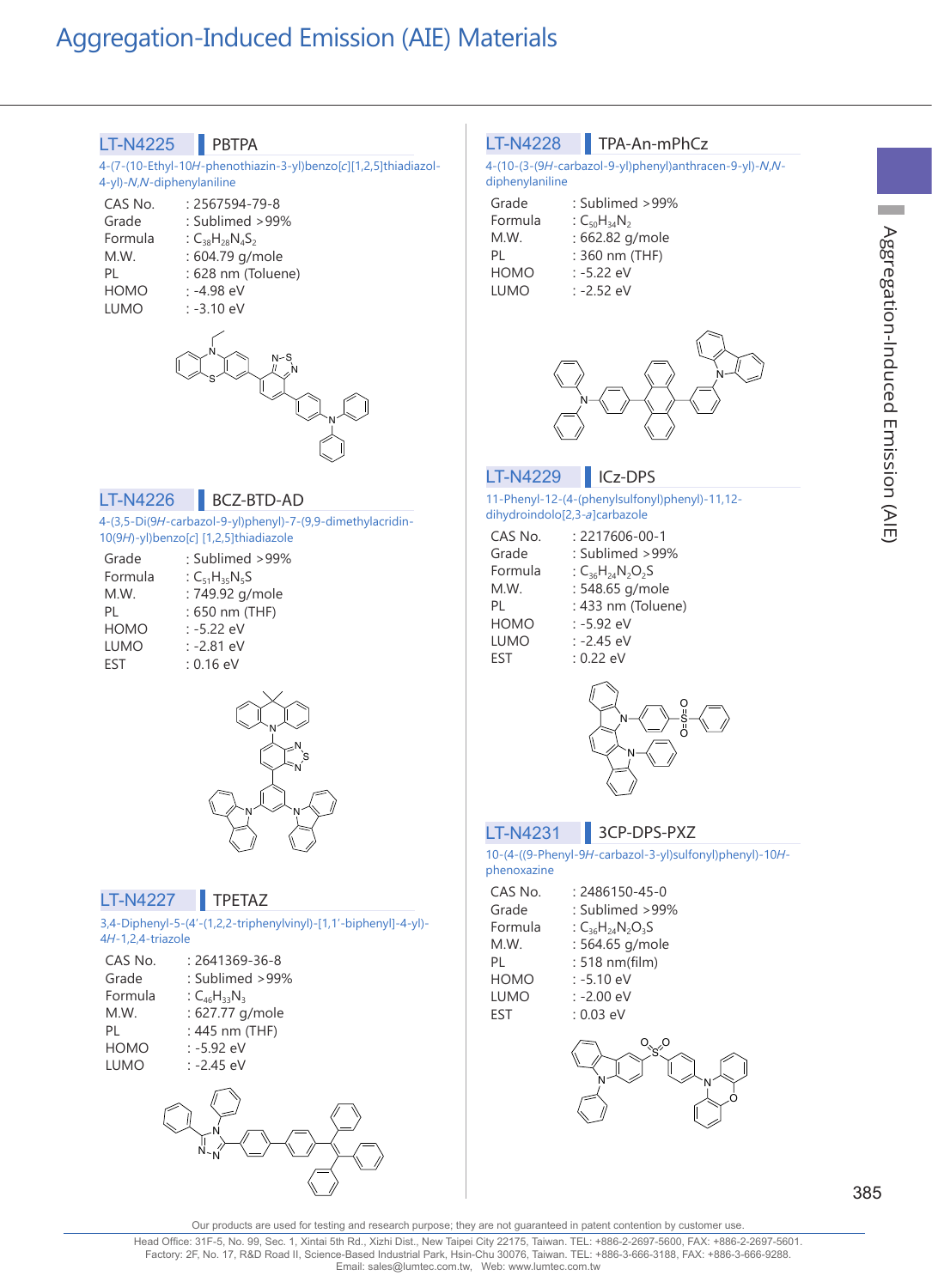# Aggregation-Induced Emission (AIE) Materials

## LT-N4225 | PBTPA

4-(7-(10-Ethyl-10*H*-phenothiazin-3-yl)benzo[*c*][1,2,5]thiadiazol-4-yl)-*N*,*N*-diphenylaniline

| | |
|---|---|
| CAS No. | : 2567594-79-8 |
| Grade | : Sublimed >99% |
| Formula | : $C_{38}H_{28}N_4S_2$ |
| M.W. | : 604.79 g/mole |
| PL | : 628 nm (Toluene) |
| HOMO | : -4.98 eV |
| LUMO | : -3.10 eV |

## LT-N4226 | BCZ-BTD-AD

4-(3,5-Di(9*H*-carbazol-9-yl)phenyl)-7-(9,9-dimethylacridin-10(9*H*)-yl)benzo[*c*] [1,2,5]thiadiazole

| | |
|---|---|
| Grade | : Sublimed >99% |
| Formula | : $C_{51}H_{35}N_5S$ |
| M.W. | : 749.92 g/mole |
| PL | : 650 nm (THF) |
| HOMO | : -5.22 eV |
| LUMO | : -2.81 eV |
| EST | : 0.16 eV |

## LT-N4227 | TPETAZ

3,4-Diphenyl-5-(4'-(1,2,2-triphenylvinyl)-[1,1'-biphenyl]-4-yl)-4*H*-1,2,4-triazole

| | |
|---|---|
| CAS No. | : 2641369-36-8 |
| Grade | : Sublimed >99% |
| Formula | : $C_{46}H_{33}N_3$ |
| M.W. | : 627.77 g/mole |
| PL | : 445 nm (THF) |
| HOMO | : -5.92 eV |
| LUMO | : -2.45 eV |

## LT-N4228 | TPA-An-mPhCz

4-(10-(3-(9*H*-carbazol-9-yl)phenyl)anthracen-9-yl)-*N*,*N*-diphenylaniline

| | |
|---|---|
| Grade | : Sublimed >99% |
| Formula | : $C_{50}H_{34}N_2$ |
| M.W. | : 662.82 g/mole |
| PL | : 360 nm (THF) |
| HOMO | : -5.22 eV |
| LUMO | : -2.52 eV |

## LT-N4229 | ICz-DPS

11-Phenyl-12-(4-(phenylsulfonyl)phenyl)-11,12-dihydroindolo[2,3-*a*]carbazole

| | |
|---|---|
| CAS No. | : 2217606-00-1 |
| Grade | : Sublimed >99% |
| Formula | : $C_{36}H_{24}N_2O_2S$ |
| M.W. | : 548.65 g/mole |
| PL | : 433 nm (Toluene) |
| HOMO | : -5.92 eV |
| LUMO | : -2.45 eV |
| EST | : 0.22 eV |

## LT-N4231 | 3CP-DPS-PXZ

10-(4-((9-Phenyl-9*H*-carbazol-3-yl)sulfonyl)phenyl)-10*H*-phenoxazine

| | |
|---|---|
| CAS No. | : 2486150-45-0 |
| Grade | : Sublimed >99% |
| Formula | : $C_{36}H_{24}N_2O_3S$ |
| M.W. | : 564.65 g/mole |
| PL | : 518 nm(film) |
| HOMO | : -5.10 eV |
| LUMO | : -2.00 eV |
| EST | : 0.03 eV |

Our products are used for testing and research purpose; they are not guaranteed in patent contention by customer use.

Head Office: 31F-5, No. 99, Sec. 1, Xintai 5th Rd., Xizhi Dist., New Taipei City 22175, Taiwan. TEL: +886-2-2697-5600, FAX: +886-2-2697-5601.
Factory: 2F, No. 17, R&D Road II, Science-Based Industrial Park, Hsin-Chu 30076, Taiwan. TEL: +886-3-666-3188, FAX: +886-3-666-9288.
Email: sales@lumtec.com.tw, Web: www.lumtec.com.tw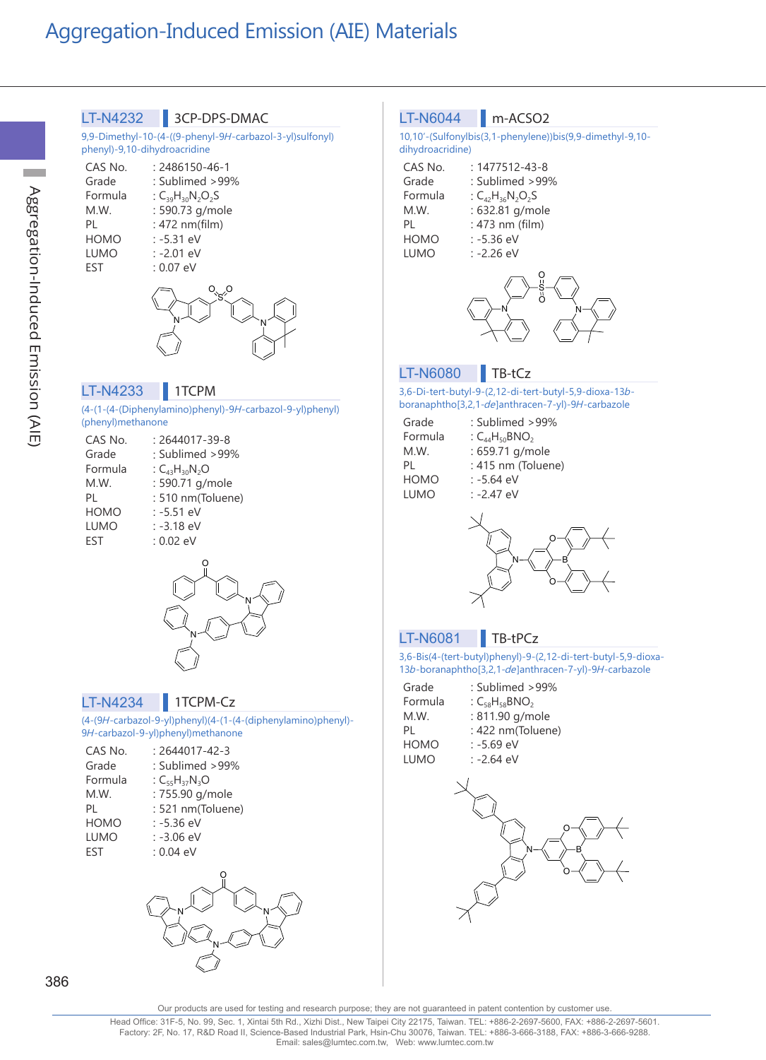# Aggregation-Induced Emission (AIE) Materials

## LT-N4232 | 3CP-DPS-DMAC

9,9-Dimethyl-10-(4-((9-phenyl-9*H*-carbazol-3-yl)sulfonyl)phenyl)-9,10-dihydroacridine

| | |
|---|---|
| CAS No. | : 2486150-46-1 |
| Grade | : Sublimed >99% |
| Formula | : $C_{39}H_{30}N_2O_2S$ |
| M.W. | : 590.73 g/mole |
| PL | : 472 nm(film) |
| HOMO | : -5.31 eV |
| LUMO | : -2.01 eV |
| EST | : 0.07 eV |

## LT-N4233 | 1TCPM

(4-(1-(4-(Diphenylamino)phenyl)-9*H*-carbazol-9-yl)phenyl)(phenyl)methanone

| | |
|---|---|
| CAS No. | : 2644017-39-8 |
| Grade | : Sublimed >99% |
| Formula | : $C_{43}H_{30}N_2O$ |
| M.W. | : 590.71 g/mole |
| PL | : 510 nm(Toluene) |
| HOMO | : -5.51 eV |
| LUMO | : -3.18 eV |
| EST | : 0.02 eV |

## LT-N4234 | 1TCPM-Cz

(4-(9*H*-carbazol-9-yl)phenyl)(4-(1-(4-(diphenylamino)phenyl)-9*H*-carbazol-9-yl)phenyl)methanone

| | |
|---|---|
| CAS No. | : 2644017-42-3 |
| Grade | : Sublimed >99% |
| Formula | : $C_{55}H_{37}N_3O$ |
| M.W. | : 755.90 g/mole |
| PL | : 521 nm(Toluene) |
| HOMO | : -5.36 eV |
| LUMO | : -3.06 eV |
| EST | : 0.04 eV |

## LT-N6044 | m-ACSO2

10,10'-(Sulfonylbis(3,1-phenylene))bis(9,9-dimethyl-9,10-dihydroacridine)

| | |
|---|---|
| CAS No. | : 1477512-43-8 |
| Grade | : Sublimed >99% |
| Formula | : $C_{42}H_{36}N_2O_2S$ |
| M.W. | : 632.81 g/mole |
| PL | : 473 nm (film) |
| HOMO | : -5.36 eV |
| LUMO | : -2.26 eV |

## LT-N6080 | TB-tCz

3,6-Di-tert-butyl-9-(2,12-di-tert-butyl-5,9-dioxa-13*b*-boranaphtho[3,2,1-*de*]anthracen-7-yl)-9*H*-carbazole

| | |
|---|---|
| Grade | : Sublimed >99% |
| Formula | : $C_{44}H_{50}BNO_2$ |
| M.W. | : 659.71 g/mole |
| PL | : 415 nm (Toluene) |
| HOMO | : -5.64 eV |
| LUMO | : -2.47 eV |

## LT-N6081 | TB-tPCz

3,6-Bis(4-(tert-butyl)phenyl)-9-(2,12-di-tert-butyl-5,9-dioxa-13*b*-boranaphtho[3,2,1-*de*]anthracen-7-yl)-9*H*-carbazole

| | |
|---|---|
| Grade | : Sublimed >99% |
| Formula | : $C_{58}H_{58}BNO_2$ |
| M.W. | : 811.90 g/mole |
| PL | : 422 nm(Toluene) |
| HOMO | : -5.69 eV |
| LUMO | : -2.64 eV |

Our products are used for testing and research purpose; they are not guaranteed in patent contention by customer use.

Head Office: 31F-5, No. 99, Sec. 1, Xintai 5th Rd., Xizhi Dist., New Taipei City 22175, Taiwan. TEL: +886-2-2697-5600, FAX: +886-2-2697-5601.
Factory: 2F, No. 17, R&D Road II, Science-Based Industrial Park, Hsin-Chu 30076, Taiwan. TEL: +886-3-666-3188, FAX: +886-3-666-9288.
Email: sales@lumtec.com.tw, Web: www.lumtec.com.tw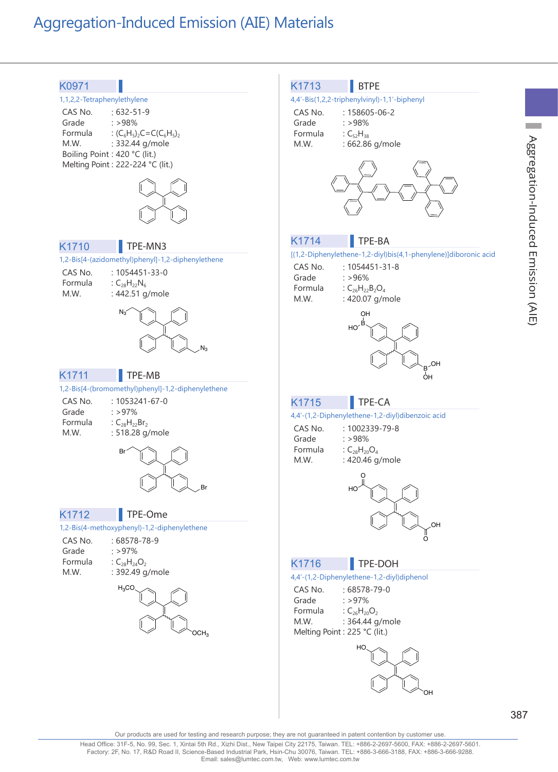# Aggregation-Induced Emission (AIE) Materials

## K0971

1,1,2,2-Tetraphenylethylene

CAS No. : 632-51-9
Grade : >98%
Formula : $(C_6H_5)_2C=C(C_6H_5)_2$
M.W. : 332.44 g/mole
Boiling Point : 420 °C (lit.)
Melting Point : 222-224 °C (lit.)

## K1710 TPE-MN3

1,2-Bis[4-(azidomethyl)phenyl]-1,2-diphenylethene

CAS No. : 1054451-33-0
Formula : $C_{28}H_{22}N_6$
M.W. : 442.51 g/mole

$N_3$ $N_3$

## K1711 TPE-MB

1,2-Bis[4-(bromomethyl)phenyl]-1,2-diphenylethene

CAS No. : 1053241-67-0
Grade : >97%
Formula : $C_{28}H_{22}Br_2$
M.W. : 518.28 g/mole

Br Br

## K1712 TPE-Ome

1,2-Bis(4-methoxyphenyl)-1,2-diphenylethene

CAS No. : 68578-78-9
Grade : >97%
Formula : $C_{28}H_{24}O_2$
M.W. : 392.49 g/mole

$H_3CO$ $OCH_3$

## K1713 BTPE

4,4'-Bis(1,2,2-triphenylvinyl)-1,1'-biphenyl

CAS No. : 158605-06-2
Grade : >98%
Formula : $C_{52}H_{38}$
M.W. : 662.86 g/mole

## K1714 TPE-BA

[(1,2-Diphenylethene-1,2-diyl)bis(4,1-phenylene)]diboronic acid

CAS No. : 1054451-31-8
Grade : >96%
Formula : $C_{26}H_{22}B_2O_4$
M.W. : 420.07 g/mole

OH HO B B OH OH

## K1715 TPE-CA

4,4'-(1,2-Diphenylethene-1,2-diyl)dibenzoic acid

CAS No. : 1002339-79-8
Grade : >98%
Formula : $C_{28}H_{20}O_4$
M.W. : 420.46 g/mole

O HO OH O

## K1716 TPE-DOH

4,4'-(1,2-Diphenylethene-1,2-diyl)diphenol

CAS No. : 68578-79-0
Grade : >97%
Formula : $C_{26}H_{20}O_2$
M.W. : 364.44 g/mole
Melting Point : 225 °C (lit.)

HO OH

Aggregation-Induced Emission (AIE)

Our products are used for testing and research purpose; they are not guaranteed in patent contention by customer use.

Head Office: 31F-5, No. 99, Sec. 1, Xintai 5th Rd., Xizhi Dist., New Taipei City 22175, Taiwan. TEL: +886-2-2697-5600, FAX: +886-2-2697-5601.
Factory: 2F, No. 17, R&D Road II, Science-Based Industrial Park, Hsin-Chu 30076, Taiwan. TEL: +886-3-666-3188, FAX: +886-3-666-9288.
Email: sales@lumtec.com.tw, Web: www.lumtec.com.tw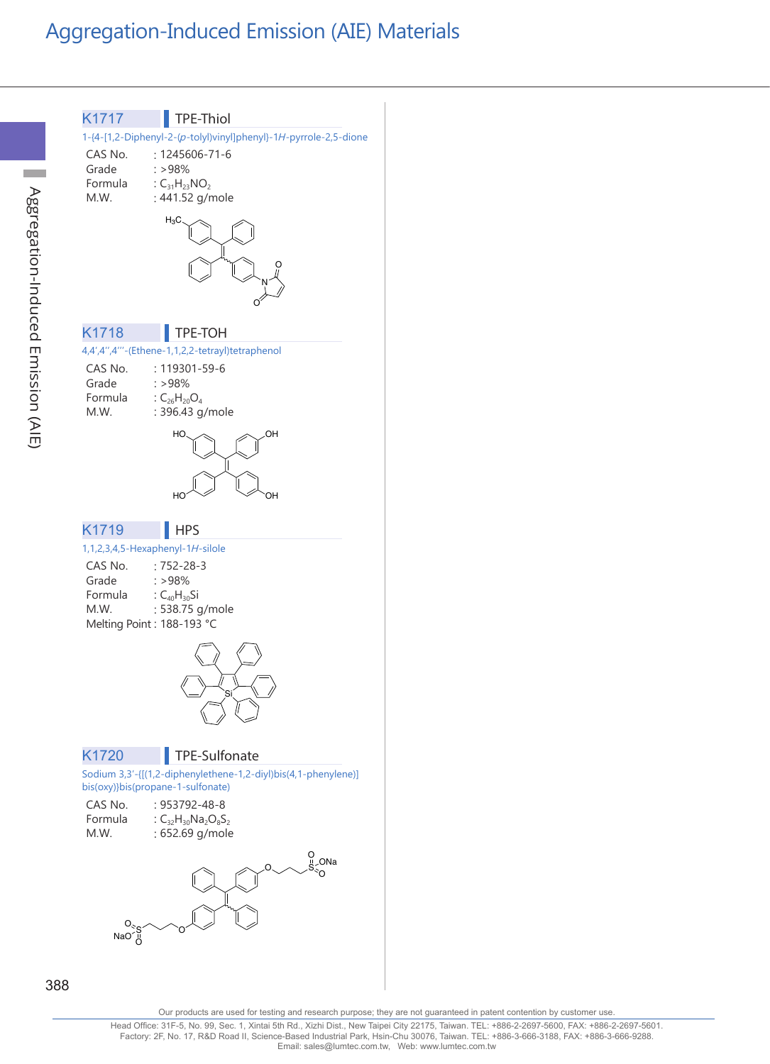# Aggregation-Induced Emission (AIE) Materials

## K1717 TPE-Thiol

1-{4-[1,2-Diphenyl-2-(*p*-tolyl)vinyl]phenyl}-1*H*-pyrrole-2,5-dione

CAS No. : 1245606-71-6
Grade : >98%
Formula : $C_{31}H_{23}NO_2$
M.W. : 441.52 g/mole

## K1718 TPE-TOH

4,4',4'',4'''-(Ethene-1,1,2,2-tetrayl)tetraphenol

CAS No. : 119301-59-6
Grade : >98%
Formula : $C_{26}H_{20}O_4$
M.W. : 396.43 g/mole

## K1719 HPS

1,1,2,3,4,5-Hexaphenyl-1*H*-silole

CAS No. : 752-28-3
Grade : >98%
Formula : $C_{40}H_{30}Si$
M.W. : 538.75 g/mole
Melting Point : 188-193 °C

## K1720 TPE-Sulfonate

Sodium 3,3'-{[(1,2-diphenylethene-1,2-diyl)bis(4,1-phenylene)]bis(oxy)}bis(propane-1-sulfonate)

CAS No. : 953792-48-8
Formula : $C_{32}H_{30}Na_2O_8S_2$
M.W. : 652.69 g/mole

Our products are used for testing and research purpose; they are not guaranteed in patent contention by customer use.

Head Office: 31F-5, No. 99, Sec. 1, Xintai 5th Rd., Xizhi Dist., New Taipei City 22175, Taiwan. TEL: +886-2-2697-5600, FAX: +886-2-2697-5601.
Factory: 2F, No. 17, R&D Road II, Science-Based Industrial Park, Hsin-Chu 30076, Taiwan. TEL: +886-3-666-3188, FAX: +886-3-666-9288.
Email: sales@lumtec.com.tw, Web: www.lumtec.com.tw